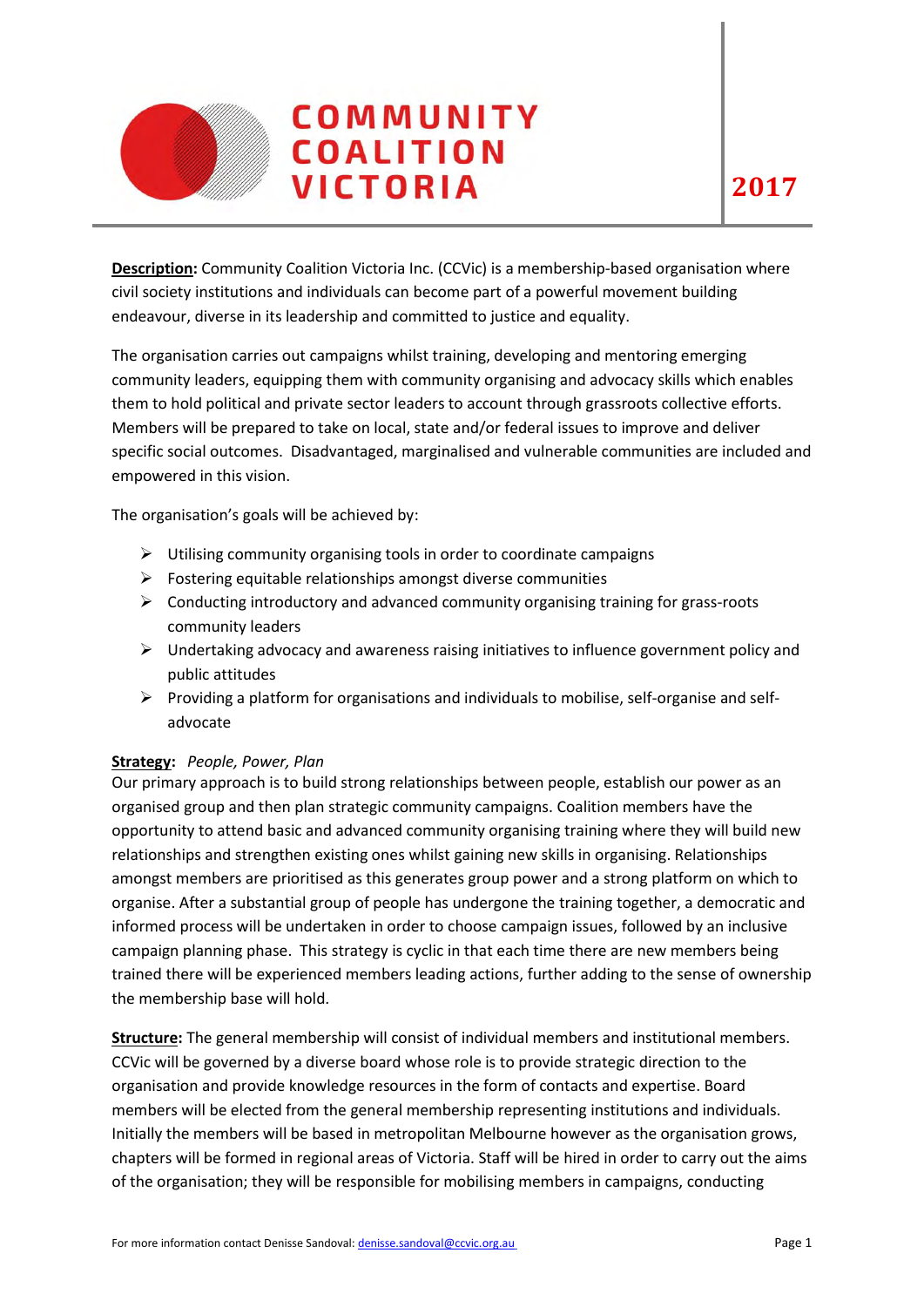# COMMUNITY COALITION VICTORIA

**2017**

**Description:** Community Coalition Victoria Inc. (CCVic) is a membership-based organisation where civil society institutions and individuals can become part of a powerful movement building endeavour, diverse in its leadership and committed to justice and equality.

The organisation carries out campaigns whilst training, developing and mentoring emerging community leaders, equipping them with community organising and advocacy skills which enables them to hold political and private sector leaders to account through grassroots collective efforts. Members will be prepared to take on local, state and/or federal issues to improve and deliver specific social outcomes. Disadvantaged, marginalised and vulnerable communities are included and empowered in this vision.

The organisation's goals will be achieved by:

- Utilising community organising tools in order to coordinate campaigns
- Fostering equitable relationships amongst diverse communities
- Conducting introductory and advanced community organising training for grass-roots community leaders
- Undertaking advocacy and awareness raising initiatives to influence government policy and public attitudes
- Providing a platform for organisations and individuals to mobilise, self-organise and self-advocate

**Strategy:** *People, Power, Plan*
Our primary approach is to build strong relationships between people, establish our power as an organised group and then plan strategic community campaigns. Coalition members have the opportunity to attend basic and advanced community organising training where they will build new relationships and strengthen existing ones whilst gaining new skills in organising. Relationships amongst members are prioritised as this generates group power and a strong platform on which to organise. After a substantial group of people has undergone the training together, a democratic and informed process will be undertaken in order to choose campaign issues, followed by an inclusive campaign planning phase. This strategy is cyclic in that each time there are new members being trained there will be experienced members leading actions, further adding to the sense of ownership the membership base will hold.

**Structure:** The general membership will consist of individual members and institutional members. CCVic will be governed by a diverse board whose role is to provide strategic direction to the organisation and provide knowledge resources in the form of contacts and expertise. Board members will be elected from the general membership representing institutions and individuals. Initially the members will be based in metropolitan Melbourne however as the organisation grows, chapters will be formed in regional areas of Victoria. Staff will be hired in order to carry out the aims of the organisation; they will be responsible for mobilising members in campaigns, conducting

For more information contact Denisse Sandoval: denisse.sandoval@ccvic.org.au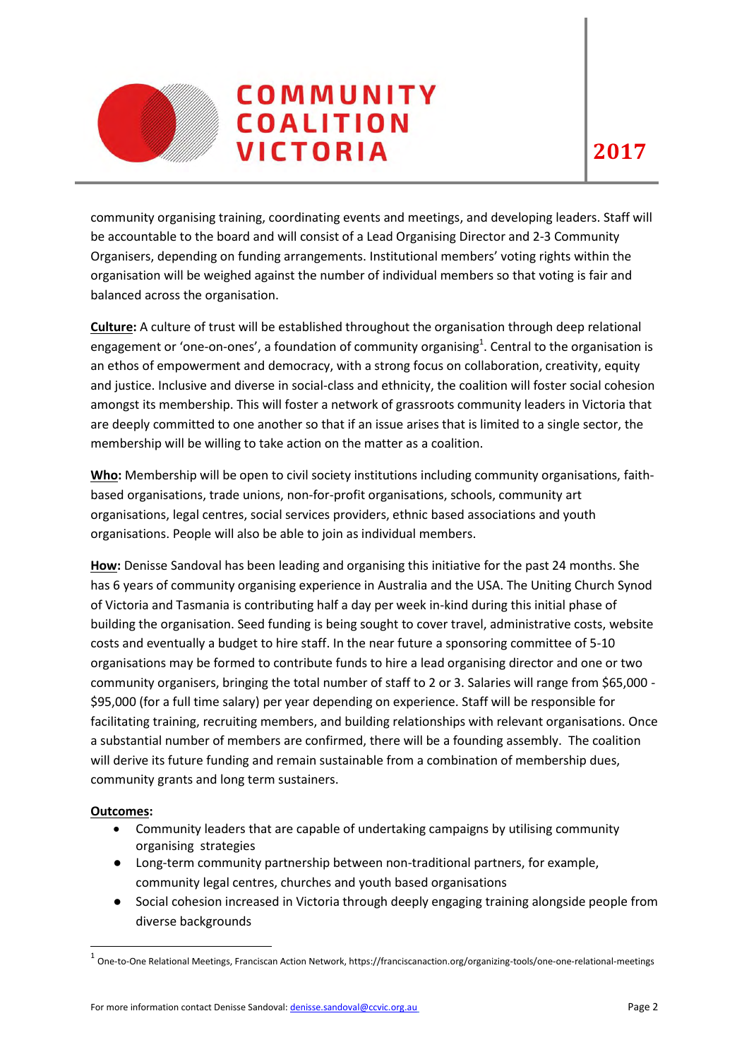community organising training, coordinating events and meetings, and developing leaders. Staff will be accountable to the board and will consist of a Lead Organising Director and 2-3 Community Organisers, depending on funding arrangements. Institutional members' voting rights within the organisation will be weighed against the number of individual members so that voting is fair and balanced across the organisation.

**Culture:** A culture of trust will be established throughout the organisation through deep relational engagement or 'one-on-ones', a foundation of community organising[1]. Central to the organisation is an ethos of empowerment and democracy, with a strong focus on collaboration, creativity, equity and justice. Inclusive and diverse in social-class and ethnicity, the coalition will foster social cohesion amongst its membership. This will foster a network of grassroots community leaders in Victoria that are deeply committed to one another so that if an issue arises that is limited to a single sector, the membership will be willing to take action on the matter as a coalition.

**Who:** Membership will be open to civil society institutions including community organisations, faith-based organisations, trade unions, non-for-profit organisations, schools, community art organisations, legal centres, social services providers, ethnic based associations and youth organisations. People will also be able to join as individual members.

**How:** Denisse Sandoval has been leading and organising this initiative for the past 24 months. She has 6 years of community organising experience in Australia and the USA. The Uniting Church Synod of Victoria and Tasmania is contributing half a day per week in-kind during this initial phase of building the organisation. Seed funding is being sought to cover travel, administrative costs, website costs and eventually a budget to hire staff. In the near future a sponsoring committee of 5-10 organisations may be formed to contribute funds to hire a lead organising director and one or two community organisers, bringing the total number of staff to 2 or 3. Salaries will range from $65,000 - $95,000 (for a full time salary) per year depending on experience. Staff will be responsible for facilitating training, recruiting members, and building relationships with relevant organisations. Once a substantial number of members are confirmed, there will be a founding assembly. The coalition will derive its future funding and remain sustainable from a combination of membership dues, community grants and long term sustainers.

**Outcomes:**

- Community leaders that are capable of undertaking campaigns by utilising community organising strategies
- Long-term community partnership between non-traditional partners, for example, community legal centres, churches and youth based organisations
- Social cohesion increased in Victoria through deeply engaging training alongside people from diverse backgrounds

[1] One-to-One Relational Meetings, Franciscan Action Network, https://franciscanaction.org/organizing-tools/one-one-relational-meetings

For more information contact Denisse Sandoval: denisse.sandoval@ccvic.org.au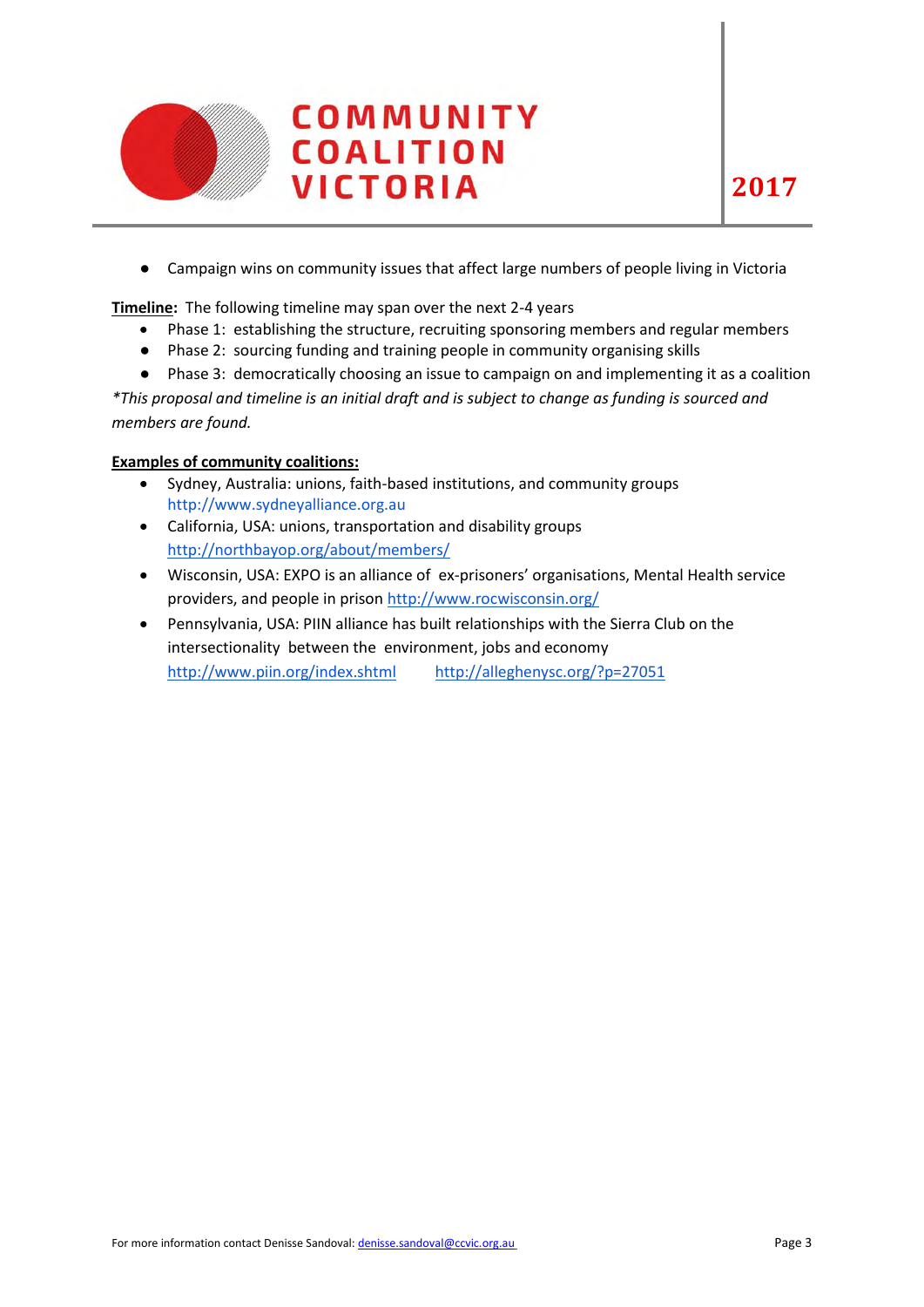- Campaign wins on community issues that affect large numbers of people living in Victoria

**Timeline:** The following timeline may span over the next 2-4 years

- Phase 1: establishing the structure, recruiting sponsoring members and regular members
- Phase 2: sourcing funding and training people in community organising skills
- Phase 3: democratically choosing an issue to campaign on and implementing it as a coalition

*\*This proposal and timeline is an initial draft and is subject to change as funding is sourced and members are found.*

**Examples of community coalitions:**

- Sydney, Australia: unions, faith-based institutions, and community groups http://www.sydneyalliance.org.au
- California, USA: unions, transportation and disability groups http://northbayop.org/about/members/
- Wisconsin, USA: EXPO is an alliance of ex-prisoners' organisations, Mental Health service providers, and people in prison http://www.rocwisconsin.org/
- Pennsylvania, USA: PIIN alliance has built relationships with the Sierra Club on the intersectionality between the environment, jobs and economy http://www.piin.org/index.shtml http://alleghenysc.org/?p=27051